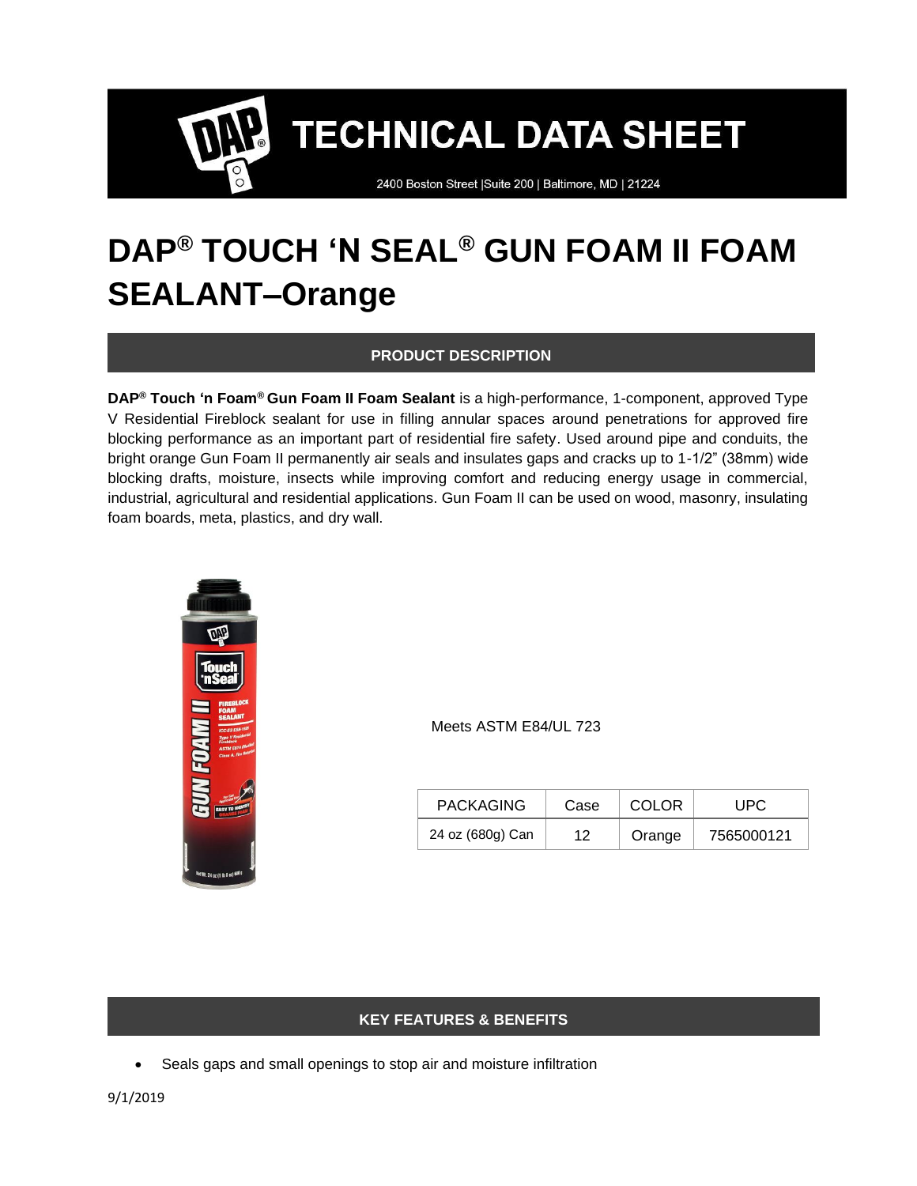# TECHNICAL DATA SHEET

2400 Boston Street |Suite 200 | Baltimore, MD | 21224

# DAP® TOUCH 'N SEAL® GUN FOAM II FOAM SEALANT–Orange

## PRODUCT DESCRIPTION

**DAP® Touch 'n Foam® Gun Foam II Foam Sealant** is a high-performance, 1-component, approved Type V Residential Fireblock sealant for use in filling annular spaces around penetrations for approved fire blocking performance as an important part of residential fire safety. Used around pipe and conduits, the bright orange Gun Foam II permanently air seals and insulates gaps and cracks up to 1-1/2" (38mm) wide blocking drafts, moisture, insects while improving comfort and reducing energy usage in commercial, industrial, agricultural and residential applications. Gun Foam II can be used on wood, masonry, insulating foam boards, meta, plastics, and dry wall.

Meets ASTM E84/UL 723

| PACKAGING | Case | COLOR | UPC |
|---|---|---|---|
| 24 oz (680g) Can | 12 | Orange | 7565000121 |

## KEY FEATURES & BENEFITS

- Seals gaps and small openings to stop air and moisture infiltration

9/1/2019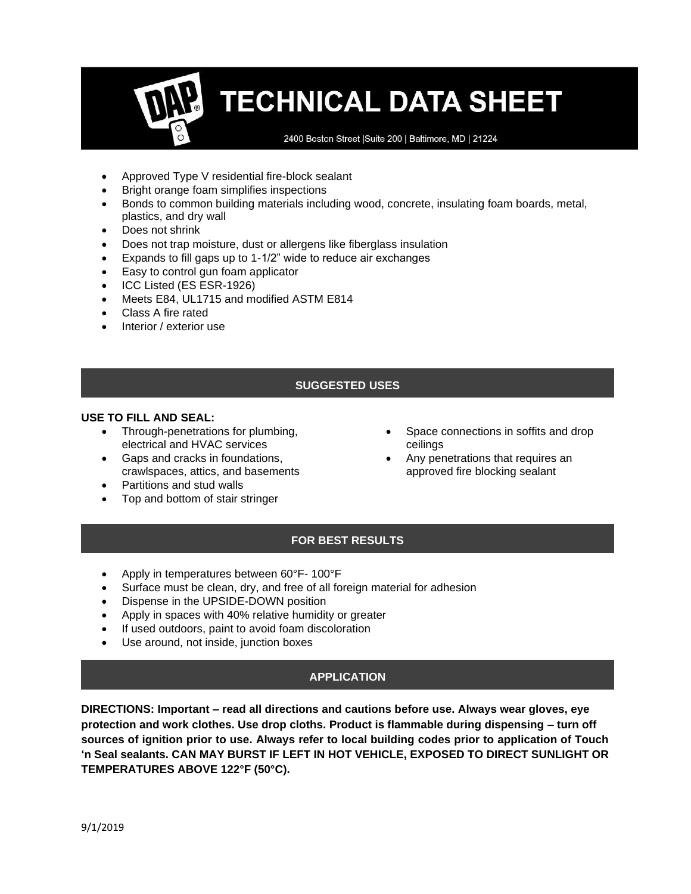# TECHNICAL DATA SHEET

2400 Boston Street |Suite 200 | Baltimore, MD | 21224

- Approved Type V residential fire-block sealant
- Bright orange foam simplifies inspections
- Bonds to common building materials including wood, concrete, insulating foam boards, metal, plastics, and dry wall
- Does not shrink
- Does not trap moisture, dust or allergens like fiberglass insulation
- Expands to fill gaps up to 1-1/2" wide to reduce air exchanges
- Easy to control gun foam applicator
- ICC Listed (ES ESR-1926)
- Meets E84, UL1715 and modified ASTM E814
- Class A fire rated
- Interior / exterior use

## SUGGESTED USES

**USE TO FILL AND SEAL:**

- Through-penetrations for plumbing, electrical and HVAC services
- Gaps and cracks in foundations, crawlspaces, attics, and basements
- Partitions and stud walls
- Top and bottom of stair stringer
- Space connections in soffits and drop ceilings
- Any penetrations that requires an approved fire blocking sealant

## FOR BEST RESULTS

- Apply in temperatures between 60°F- 100°F
- Surface must be clean, dry, and free of all foreign material for adhesion
- Dispense in the UPSIDE-DOWN position
- Apply in spaces with 40% relative humidity or greater
- If used outdoors, paint to avoid foam discoloration
- Use around, not inside, junction boxes

## APPLICATION

**DIRECTIONS: Important – read all directions and cautions before use. Always wear gloves, eye protection and work clothes. Use drop cloths. Product is flammable during dispensing – turn off sources of ignition prior to use. Always refer to local building codes prior to application of Touch 'n Seal sealants. CAN MAY BURST IF LEFT IN HOT VEHICLE, EXPOSED TO DIRECT SUNLIGHT OR TEMPERATURES ABOVE 122°F (50°C).**

9/1/2019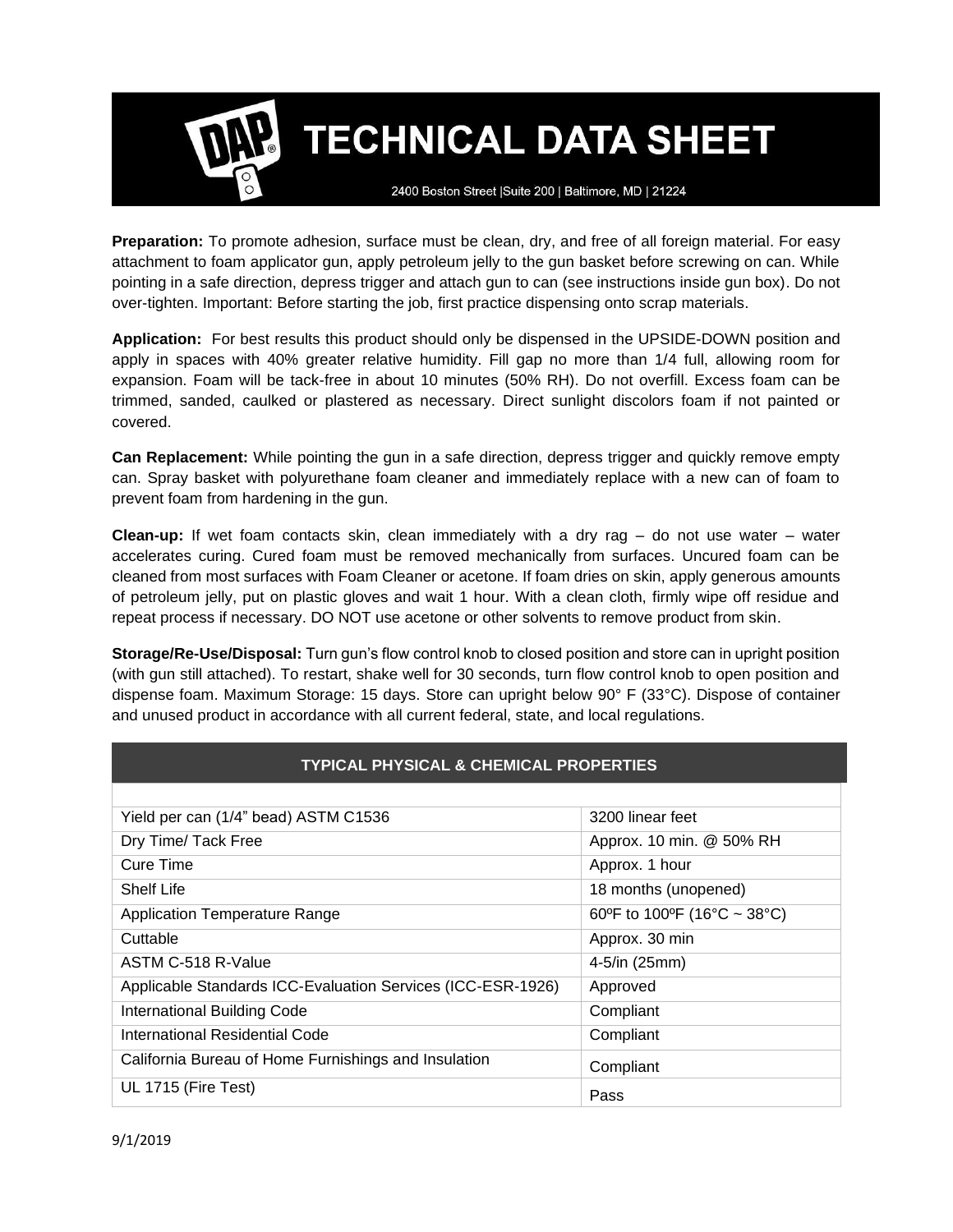# TECHNICAL DATA SHEET

2400 Boston Street |Suite 200 | Baltimore, MD | 21224

**Preparation:** To promote adhesion, surface must be clean, dry, and free of all foreign material. For easy attachment to foam applicator gun, apply petroleum jelly to the gun basket before screwing on can. While pointing in a safe direction, depress trigger and attach gun to can (see instructions inside gun box). Do not over-tighten. Important: Before starting the job, first practice dispensing onto scrap materials.

**Application:** For best results this product should only be dispensed in the UPSIDE-DOWN position and apply in spaces with 40% greater relative humidity. Fill gap no more than 1/4 full, allowing room for expansion. Foam will be tack-free in about 10 minutes (50% RH). Do not overfill. Excess foam can be trimmed, sanded, caulked or plastered as necessary. Direct sunlight discolors foam if not painted or covered.

**Can Replacement:** While pointing the gun in a safe direction, depress trigger and quickly remove empty can. Spray basket with polyurethane foam cleaner and immediately replace with a new can of foam to prevent foam from hardening in the gun.

**Clean-up:** If wet foam contacts skin, clean immediately with a dry rag – do not use water – water accelerates curing. Cured foam must be removed mechanically from surfaces. Uncured foam can be cleaned from most surfaces with Foam Cleaner or acetone. If foam dries on skin, apply generous amounts of petroleum jelly, put on plastic gloves and wait 1 hour. With a clean cloth, firmly wipe off residue and repeat process if necessary. DO NOT use acetone or other solvents to remove product from skin.

**Storage/Re-Use/Disposal:** Turn gun's flow control knob to closed position and store can in upright position (with gun still attached). To restart, shake well for 30 seconds, turn flow control knob to open position and dispense foam. Maximum Storage: 15 days. Store can upright below 90° F (33°C). Dispose of container and unused product in accordance with all current federal, state, and local regulations.

## TYPICAL PHYSICAL & CHEMICAL PROPERTIES

| | |
|---|---|
| Yield per can (1/4" bead) ASTM C1536 | 3200 linear feet |
| Dry Time/ Tack Free | Approx. 10 min. @ 50% RH |
| Cure Time | Approx. 1 hour |
| Shelf Life | 18 months (unopened) |
| Application Temperature Range | 60ºF to 100ºF (16°C ~ 38°C) |
| Cuttable | Approx. 30 min |
| ASTM C-518 R-Value | 4-5/in (25mm) |
| Applicable Standards ICC-Evaluation Services (ICC-ESR-1926) | Approved |
| International Building Code | Compliant |
| International Residential Code | Compliant |
| California Bureau of Home Furnishings and Insulation | Compliant |
| UL 1715 (Fire Test) | Pass |

9/1/2019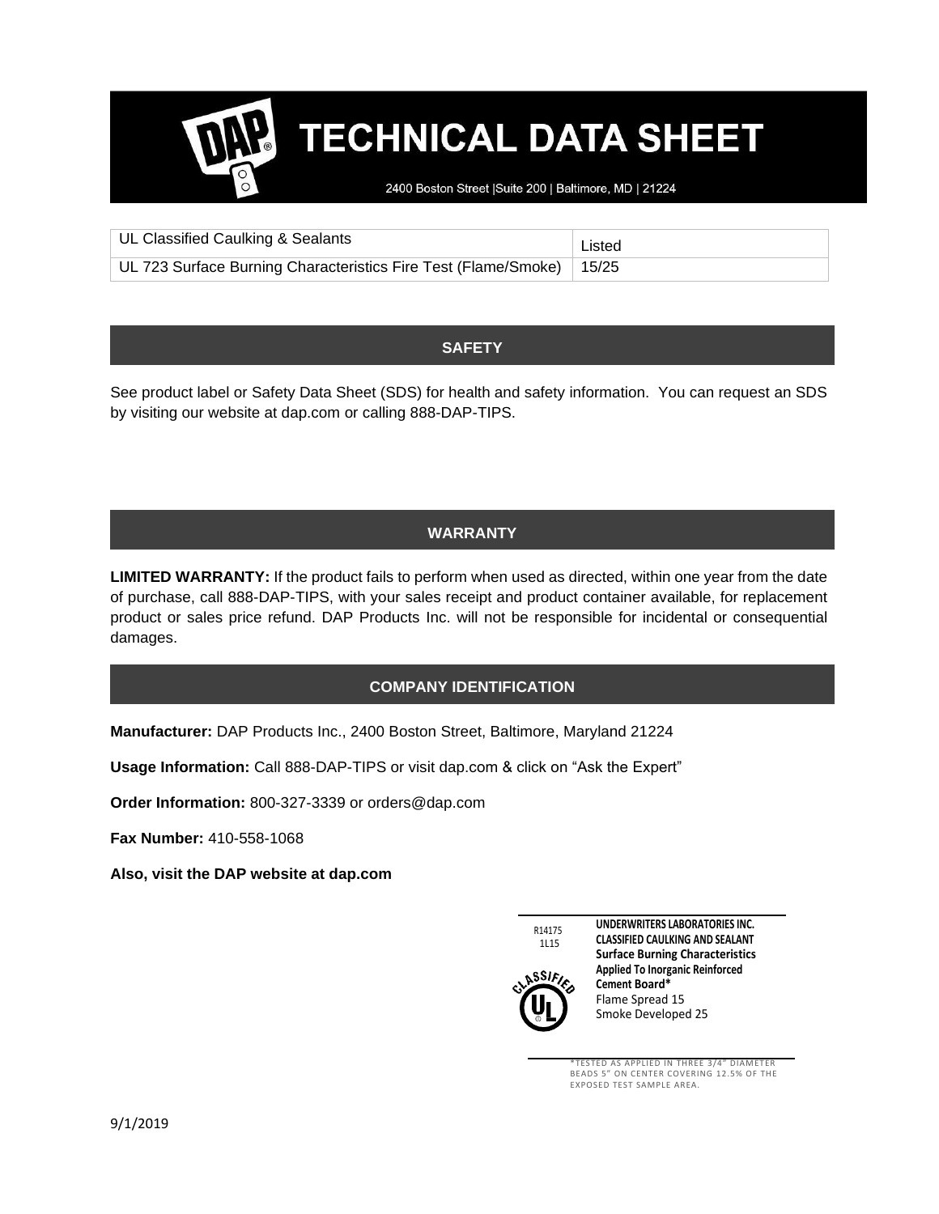# TECHNICAL DATA SHEET

2400 Boston Street |Suite 200 | Baltimore, MD | 21224

| | |
|---|---|
| UL Classified Caulking & Sealants | Listed |
| UL 723 Surface Burning Characteristics Fire Test (Flame/Smoke) | 15/25 |

## SAFETY

See product label or Safety Data Sheet (SDS) for health and safety information. You can request an SDS by visiting our website at dap.com or calling 888-DAP-TIPS.

## WARRANTY

**LIMITED WARRANTY:** If the product fails to perform when used as directed, within one year from the date of purchase, call 888-DAP-TIPS, with your sales receipt and product container available, for replacement product or sales price refund. DAP Products Inc. will not be responsible for incidental or consequential damages.

## COMPANY IDENTIFICATION

**Manufacturer:** DAP Products Inc., 2400 Boston Street, Baltimore, Maryland 21224

**Usage Information:** Call 888-DAP-TIPS or visit dap.com & click on "Ask the Expert"

**Order Information:** 800-327-3339 or orders@dap.com

**Fax Number:** 410-558-1068

**Also, visit the DAP website at dap.com**

R14175
1L15

CLASSIFIED UL

**UNDERWRITERS LABORATORIES INC.**
**CLASSIFIED CAULKING AND SEALANT**
**Surface Burning Characteristics**
**Applied To Inorganic Reinforced Cement Board***
Flame Spread 15
Smoke Developed 25

*TESTED AS APPLIED IN THREE 3/4" DIAMETER BEADS 5" ON CENTER COVERING 12.5% OF THE EXPOSED TEST SAMPLE AREA.

9/1/2019